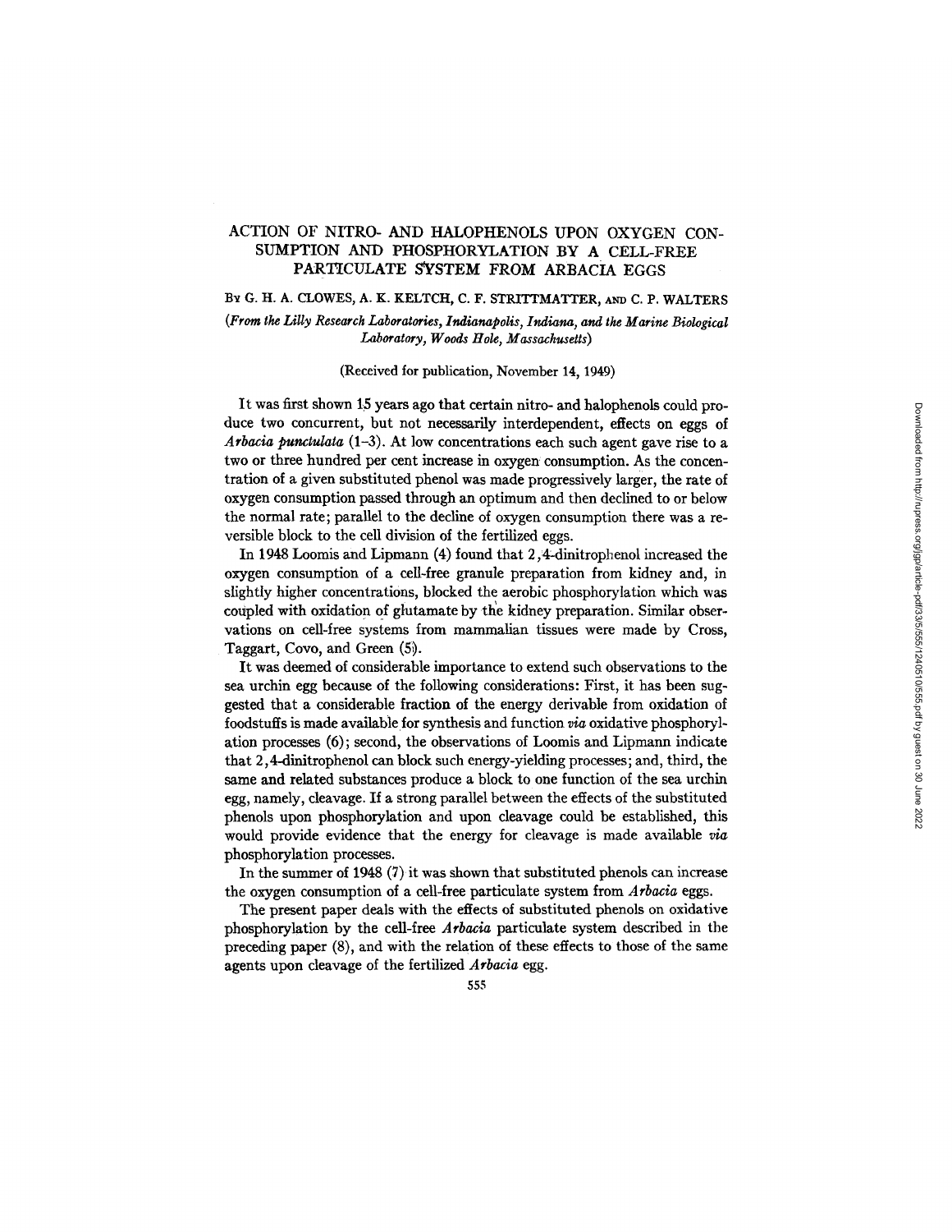# ACTION OF NITRO- AND HALOPHENOLS UPON OXYGEN CONSUMPTION AND PHOSPHORYLATION BY A CELL-FREE PARTICULATE SYSTEM FROM ARBACIA EGGS

BY G. H. A. CLOWES, A. K. KELTCH, C. F. STRITTMATTER, AND C. P. WALTERS

*(From the Lilly Research Laboratories, Indianapolis, Indiana, and the Marine Biological Laboratory, Woods Hole, Massachusetts)*

(Received for publication, November 14, 1949)

It was first shown 15 years ago that certain nitro- and halophenols could produce two concurrent, but not necessarily interdependent, effects on eggs of *Arbacia punctulata* (1–3). At low concentrations each such agent gave rise to a two or three hundred per cent increase in oxygen consumption. As the concentration of a given substituted phenol was made progressively larger, the rate of oxygen consumption passed through an optimum and then declined to or below the normal rate; parallel to the decline of oxygen consumption there was a reversible block to the cell division of the fertilized eggs.

In 1948 Loomis and Lipmann (4) found that 2,4-dinitrophenol increased the oxygen consumption of a cell-free granule preparation from kidney and, in slightly higher concentrations, blocked the aerobic phosphorylation which was coupled with oxidation of glutamate by the kidney preparation. Similar observations on cell-free systems from mammalian tissues were made by Cross, Taggart, Covo, and Green (5).

It was deemed of considerable importance to extend such observations to the sea urchin egg because of the following considerations: First, it has been suggested that a considerable fraction of the energy derivable from oxidation of foodstuffs is made available for synthesis and function *via* oxidative phosphorylation processes (6); second, the observations of Loomis and Lipmann indicate that 2,4-dinitrophenol can block such energy-yielding processes; and, third, the same and related substances produce a block to one function of the sea urchin egg, namely, cleavage. If a strong parallel between the effects of the substituted phenols upon phosphorylation and upon cleavage could be established, this would provide evidence that the energy for cleavage is made available *via* phosphorylation processes.

In the summer of 1948 (7) it was shown that substituted phenols can increase the oxygen consumption of a cell-free particulate system from *Arbacia* eggs.

The present paper deals with the effects of substituted phenols on oxidative phosphorylation by the cell-free *Arbacia* particulate system described in the preceding paper (8), and with the relation of these effects to those of the same agents upon cleavage of the fertilized *Arbacia* egg.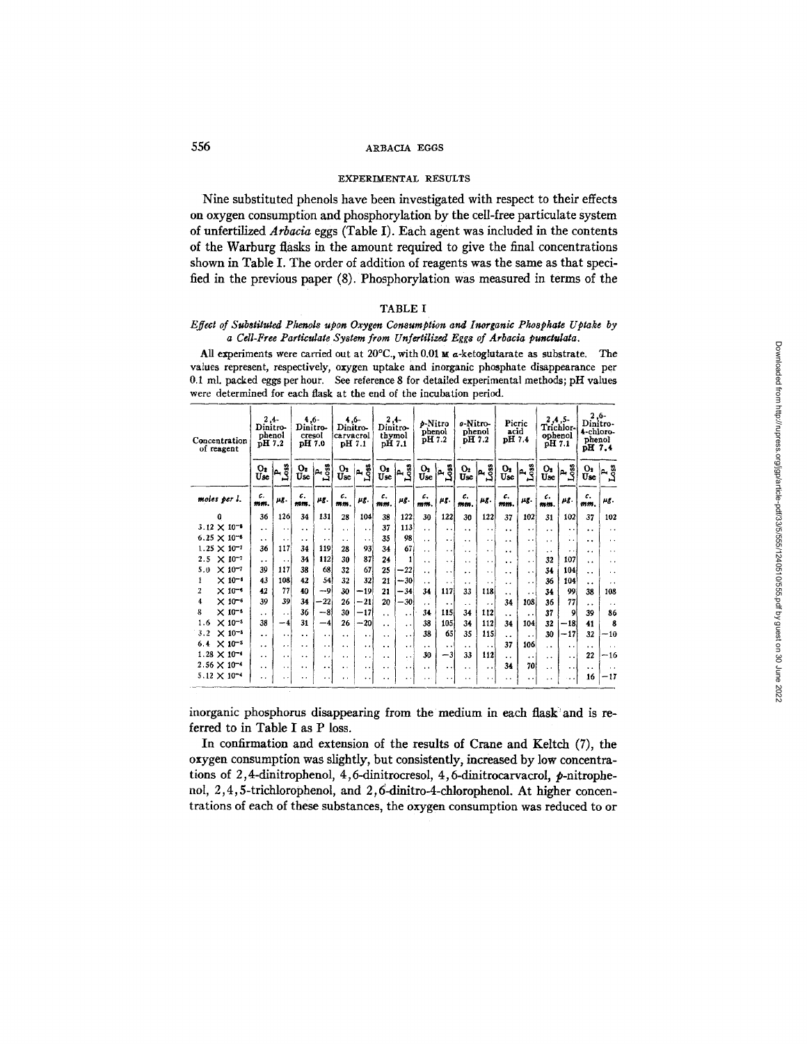## EXPERIMENTAL RESULTS

Nine substituted phenols have been investigated with respect to their effects on oxygen consumption and phosphorylation by the cell-free particulate system of unfertilized *Arbacia* eggs (Table I). Each agent was included in the contents of the Warburg flasks in the amount required to give the final concentrations shown in Table I. The order of addition of reagents was the same as that specified in the previous paper (8). Phosphorylation was measured in terms of the inorganic phosphorus disappearing from the medium in each flask and is referred to in Table I as P loss.

TABLE I

*Effect of Substituted Phenols upon Oxygen Consumption and Inorganic Phosphate Uptake by a Cell-Free Particulate System from Unfertilized Eggs of Arbacia punctulata.*

All experiments were carried out at 20°C., with 0.01 M α-ketoglutarate as substrate. The values represent, respectively, oxygen uptake and inorganic phosphate disappearance per 0.1 ml. packed eggs per hour. See reference 8 for detailed experimental methods; pH values were determined for each flask at the end of the incubation period.

| Concentration of reagent | 2,4-Dinitrophenol pH 7.2 | | 4,6-Dinitrocresol pH 7.0 | | 4,6-Dinitrocarvacrol pH 7.1 | | 2,4-Dinitrothymol pH 7.1 | | *p*-Nitrophenol pH 7.2 | | *o*-Nitrophenol pH 7.2 | | Picric acid pH 7.4 | | 2,4,5-Trichlorophenol pH 7.1 | | 2,6-Dinitro-4-chlorophenol pH 7.4 | |
|---|---|---|---|---|---|---|---|---|---|---|---|---|---|---|---|---|---|---|
| | $O_2$ Use | P Loss | $O_2$ Use | P Loss | $O_2$ Use | P Loss | $O_2$ Use | P Loss | $O_2$ Use | P Loss | $O_2$ Use | P Loss | $O_2$ Use | P Loss | $O_2$ Use | P Loss | $O_2$ Use | P Loss |
| *moles per l.* | *c. mm.* | *μg.* | *c. mm.* | *μg.* | *c. mm.* | *μg.* | *c. mm.* | *μg.* | *c. mm.* | *μg.* | *c. mm.* | *μg.* | *c. mm.* | *μg.* | *c. mm.* | *μg.* | *c. mm.* | *μg.* |
| 0 | 36 | 126 | 34 | 131 | 28 | 104 | 38 | 122 | 30 | 122 | 30 | 122 | 37 | 102 | 31 | 102 | 37 | 102 |
| $3.12 \times 10^{-8}$ | .. | .. | .. | .. | .. | .. | 37 | 113 | .. | .. | .. | .. | .. | .. | .. | .. | .. | .. |
| $6.25 \times 10^{-8}$ | .. | .. | .. | .. | .. | .. | 35 | 98 | .. | .. | .. | .. | .. | .. | .. | .. | .. | .. |
| $1.25 \times 10^{-7}$ | 36 | 117 | 34 | 119 | 28 | 93 | 34 | 67 | .. | .. | .. | .. | .. | .. | .. | .. | .. | .. |
| $2.5 \times 10^{-7}$ | .. | .. | 34 | 112 | 30 | 87 | 24 | 1 | .. | .. | .. | .. | .. | .. | 32 | 107 | .. | .. |
| $5.0 \times 10^{-7}$ | 39 | 117 | 38 | 68 | 32 | 67 | 25 | −22 | .. | .. | .. | .. | .. | .. | 34 | 104 | .. | .. |
| $1 \times 10^{-6}$ | 43 | 108 | 42 | 54 | 32 | 32 | 21 | −30 | .. | .. | .. | .. | .. | .. | 36 | 104 | .. | .. |
| $2 \times 10^{-6}$ | 42 | 77 | 40 | −9 | 30 | −19 | 21 | −34 | 34 | 117 | 33 | 118 | .. | .. | 34 | 99 | 38 | 108 |
| $4 \times 10^{-6}$ | 39 | 39 | 34 | −22 | 26 | −21 | 20 | −30 | .. | .. | .. | .. | 34 | 108 | 35 | 77 | .. | .. |
| $8 \times 10^{-6}$ | .. | .. | 36 | −8 | 30 | −17 | .. | .. | 34 | 115 | 34 | 112 | .. | .. | 37 | 9 | 39 | 86 |
| $1.6 \times 10^{-5}$ | 38 | −4 | 31 | −4 | 26 | −20 | .. | .. | 38 | 105 | 34 | 112 | 34 | 104 | 32 | −18 | 41 | 8 |
| $3.2 \times 10^{-5}$ | .. | .. | .. | .. | .. | .. | .. | .. | 38 | 65 | 35 | 115 | .. | .. | 30 | −17 | 32 | −10 |
| $6.4 \times 10^{-5}$ | .. | .. | .. | .. | .. | .. | .. | .. | .. | .. | .. | .. | 37 | 106 | .. | .. | .. | .. |
| $1.28 \times 10^{-4}$ | .. | .. | .. | .. | .. | .. | .. | .. | 30 | −3 | 33 | 112 | .. | .. | .. | .. | 22 | −16 |
| $2.56 \times 10^{-4}$ | .. | .. | .. | .. | .. | .. | .. | .. | .. | .. | .. | .. | 34 | 70 | .. | .. | .. | .. |
| $5.12 \times 10^{-4}$ | .. | .. | .. | .. | .. | .. | .. | .. | .. | .. | .. | .. | .. | .. | .. | .. | 16 | −17 |

In confirmation and extension of the results of Crane and Keltch (7), the oxygen consumption was slightly, but consistently, increased by low concentrations of 2,4-dinitrophenol, 4,6-dinitrocresol, 4,6-dinitrocarvacrol, *p*-nitrophenol, 2,4,5-trichlorophenol, and 2,6-dinitro-4-chlorophenol. At higher concentrations of each of these substances, the oxygen consumption was reduced to or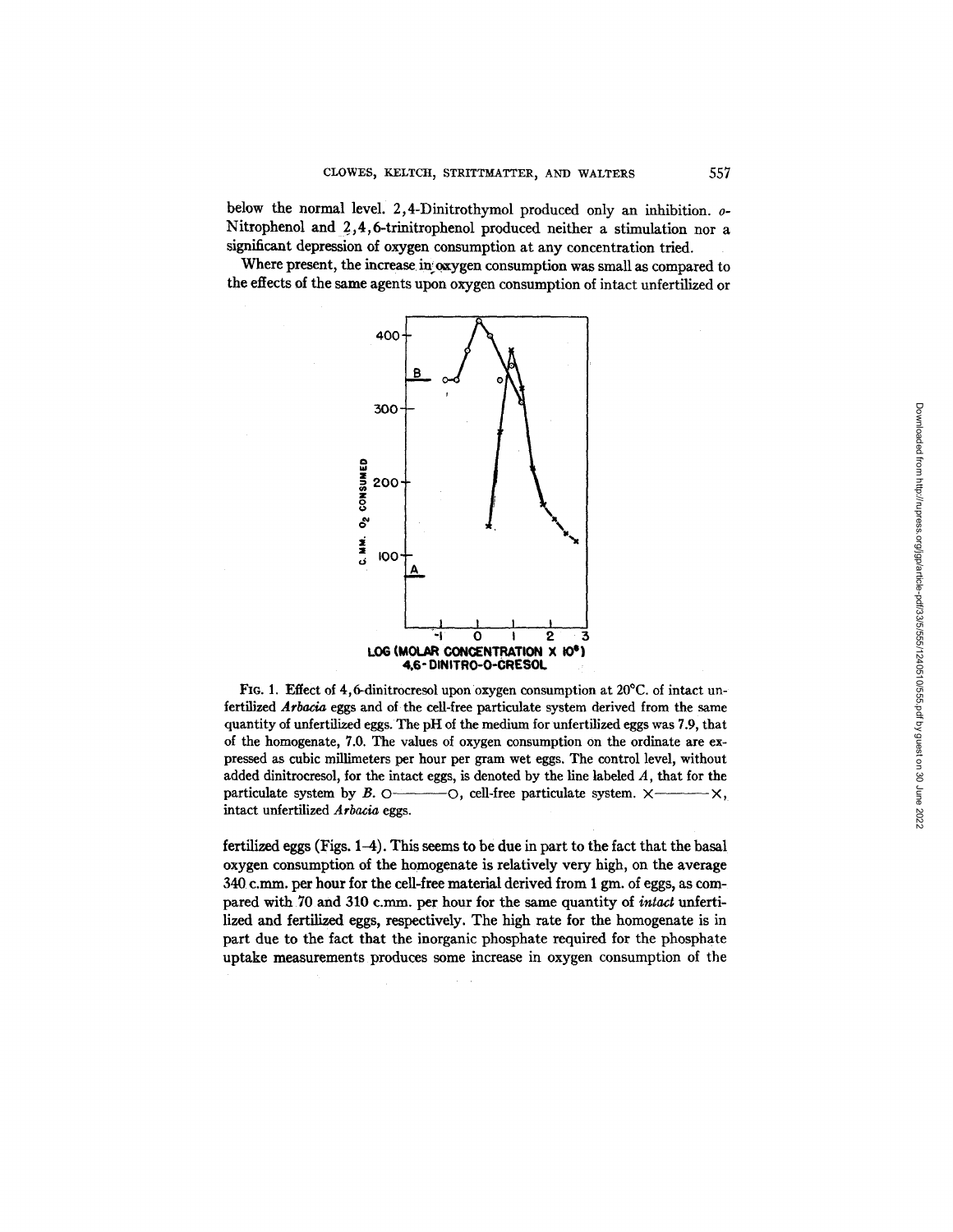below the normal level. 2,4-Dinitrothymol produced only an inhibition. *o*-Nitrophenol and 2,4,6-trinitrophenol produced neither a stimulation nor a significant depression of oxygen consumption at any concentration tried.

Where present, the increase in oxygen consumption was small as compared to the effects of the same agents upon oxygen consumption of intact unfertilized or

FIG. 1. Effect of 4,6-dinitrocresol upon oxygen consumption at 20°C. of intact unfertilized *Arbacia* eggs and of the cell-free particulate system derived from the same quantity of unfertilized eggs. The pH of the medium for unfertilized eggs was 7.9, that of the homogenate, 7.0. The values of oxygen consumption on the ordinate are expressed as cubic millimeters per hour per gram wet eggs. The control level, without added dinitrocresol, for the intact eggs, is denoted by the line labeled *A*, that for the particulate system by *B*. O———O, cell-free particulate system. X———X, intact unfertilized *Arbacia* eggs.

fertilized eggs (Figs. 1–4). This seems to be due in part to the fact that the basal oxygen consumption of the homogenate is relatively very high, on the average 340 c.mm. per hour for the cell-free material derived from 1 gm. of eggs, as compared with 70 and 310 c.mm. per hour for the same quantity of *intact* unfertilized and fertilized eggs, respectively. The high rate for the homogenate is in part due to the fact that the inorganic phosphate required for the phosphate uptake measurements produces some increase in oxygen consumption of the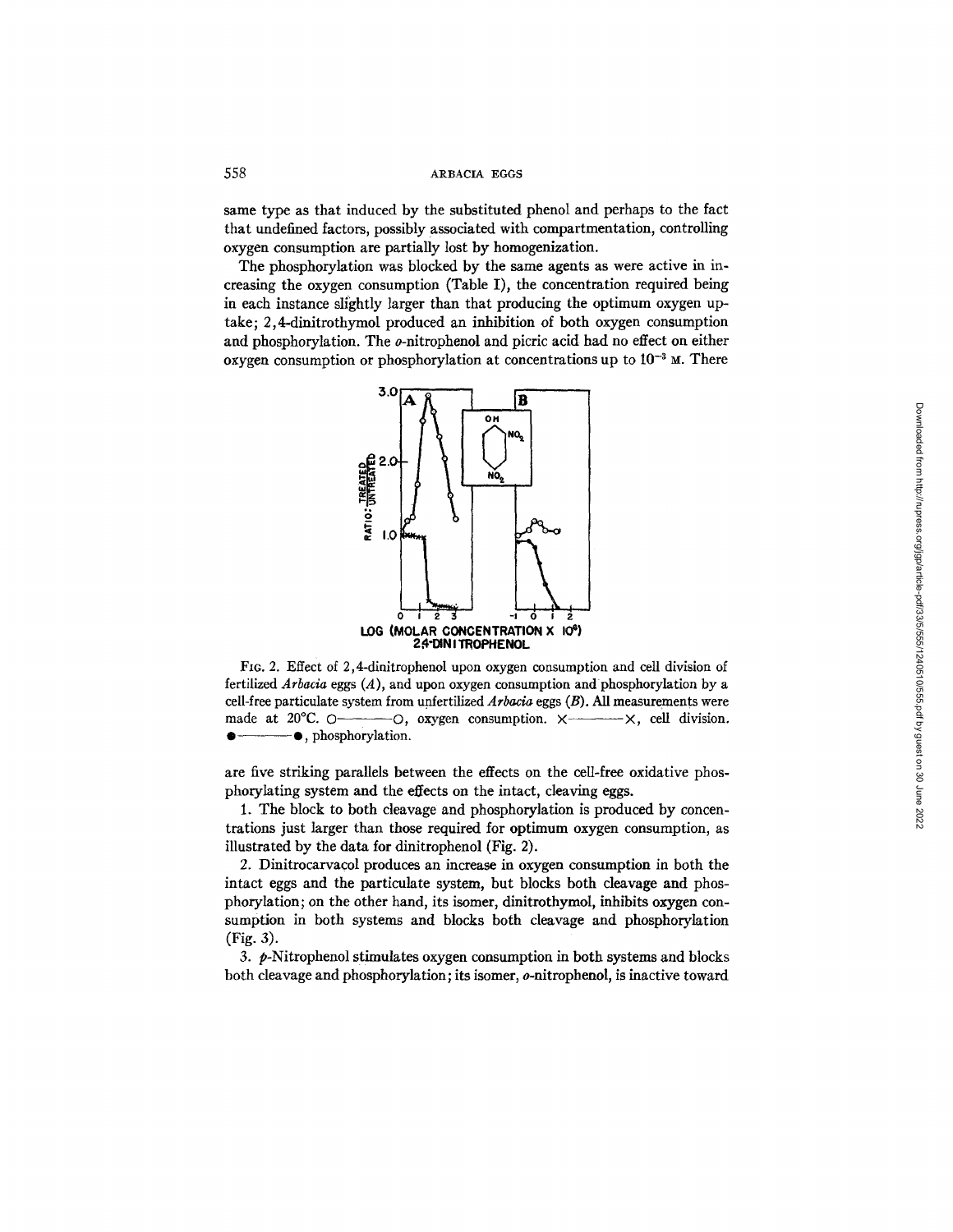same type as that induced by the substituted phenol and perhaps to the fact that undefined factors, possibly associated with compartmentation, controlling oxygen consumption are partially lost by homogenization.

The phosphorylation was blocked by the same agents as were active in increasing the oxygen consumption (Table I), the concentration required being in each instance slightly larger than that producing the optimum oxygen uptake; 2,4-dinitrothymol produced an inhibition of both oxygen consumption and phosphorylation. The *o*-nitrophenol and picric acid had no effect on either oxygen consumption or phosphorylation at concentrations up to $10^{-3}$ M. There

FIG. 2. Effect of 2,4-dinitrophenol upon oxygen consumption and cell division of fertilized *Arbacia* eggs (*A*), and upon oxygen consumption and phosphorylation by a cell-free particulate system from unfertilized *Arbacia* eggs (*B*). All measurements were made at 20°C. O———O, oxygen consumption. X———X, cell division. ●———●, phosphorylation.

are five striking parallels between the effects on the cell-free oxidative phosphorylating system and the effects on the intact, cleaving eggs.

1. The block to both cleavage and phosphorylation is produced by concentrations just larger than those required for optimum oxygen consumption, as illustrated by the data for dinitrophenol (Fig. 2).

2. Dinitrocarvacol produces an increase in oxygen consumption in both the intact eggs and the particulate system, but blocks both cleavage and phosphorylation; on the other hand, its isomer, dinitrothymol, inhibits oxygen consumption in both systems and blocks both cleavage and phosphorylation (Fig. 3).

3. *p*-Nitrophenol stimulates oxygen consumption in both systems and blocks both cleavage and phosphorylation; its isomer, *o*-nitrophenol, is inactive toward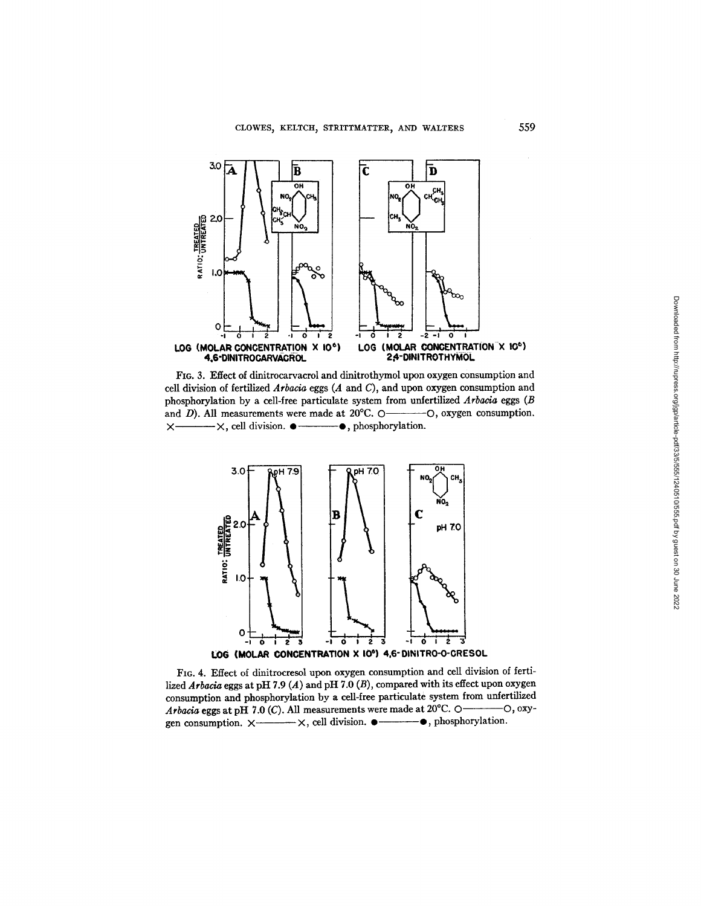FIG. 3. Effect of dinitrocarvacrol and dinitrothymol upon oxygen consumption and cell division of fertilized *Arbacia* eggs (*A* and *C*), and upon oxygen consumption and phosphorylation by a cell-free particulate system from unfertilized *Arbacia* eggs (*B* and *D*). All measurements were made at 20°C. O———O, oxygen consumption. X———X, cell division. ●———●, phosphorylation.

FIG. 4. Effect of dinitrocresol upon oxygen consumption and cell division of fertilized *Arbacia* eggs at pH 7.9 (*A*) and pH 7.0 (*B*), compared with its effect upon oxygen consumption and phosphorylation by a cell-free particulate system from unfertilized *Arbacia* eggs at pH 7.0 (*C*). All measurements were made at 20°C. O———O, oxygen consumption. X———X, cell division. ●———●, phosphorylation.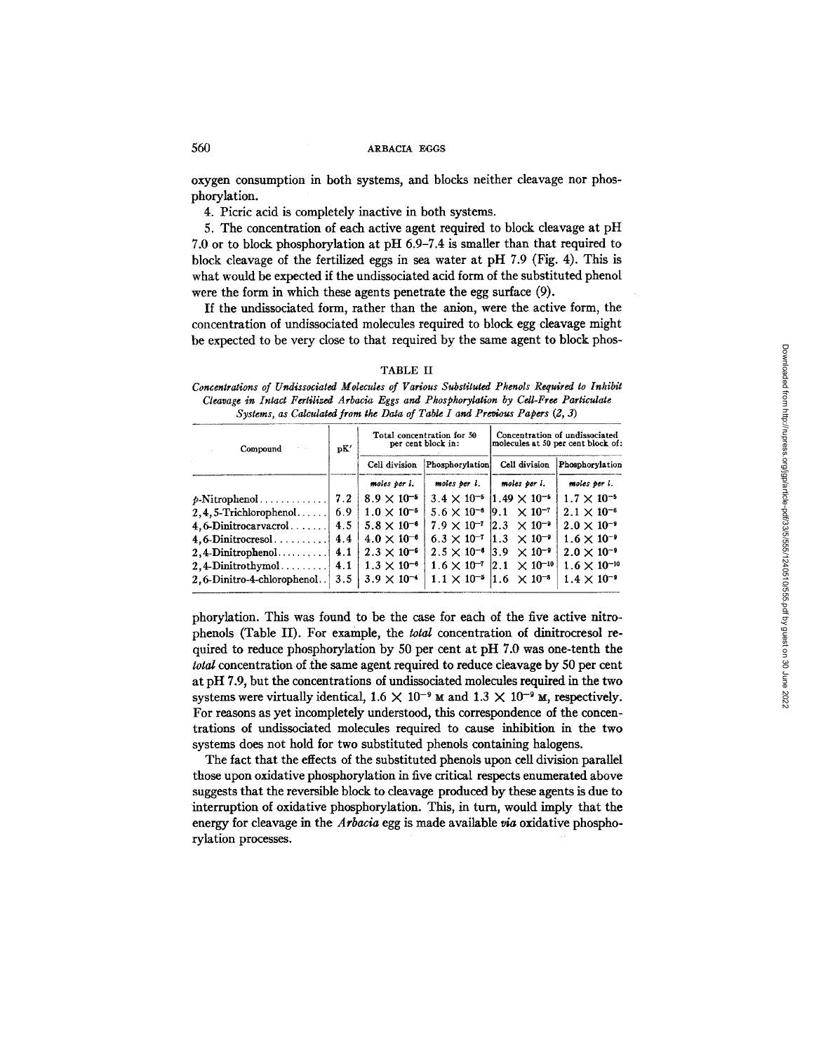oxygen consumption in both systems, and blocks neither cleavage nor phosphorylation.

4. Picric acid is completely inactive in both systems.

5. The concentration of each active agent required to block cleavage at pH 7.0 or to block phosphorylation at pH 6.9–7.4 is smaller than that required to block cleavage of the fertilized eggs in sea water at pH 7.9 (Fig. 4). This is what would be expected if the undissociated acid form of the substituted phenol were the form in which these agents penetrate the egg surface (9).

If the undissociated form, rather than the anion, were the active form, the concentration of undissociated molecules required to block egg cleavage might be expected to be very close to that required by the same agent to block phosphorylation. This was found to be the case for each of the five active nitrophenols (Table II). For example, the *total* concentration of dinitrocresol required to reduce phosphorylation by 50 per cent at pH 7.0 was one-tenth the *total* concentration of the same agent required to reduce cleavage by 50 per cent at pH 7.9, but the concentrations of undissociated molecules required in the two systems were virtually identical, $1.6 \times 10^{-9}$ M and $1.3 \times 10^{-9}$ M, respectively. For reasons as yet incompletely understood, this correspondence of the concentrations of undissociated molecules required to cause inhibition in the two systems does not hold for two substituted phenols containing halogens.

TABLE II

*Concentrations of Undissociated Molecules of Various Substituted Phenols Required to Inhibit Cleavage in Intact Fertilized Arbacia Eggs and Phosphorylation by Cell-Free Particulate Systems, as Calculated from the Data of Table I and Previous Papers (2, 3)*

| Compound | pK′ | Total concentration for 50 per cent block in: | | Concentration of undissociated molecules at 50 per cent block of: | |
|---|---|---|---|---|---|
| | | Cell division | Phosphorylation | Cell division | Phosphorylation |
| | | *moles per l.* | *moles per l.* | *moles per l.* | *moles per l.* |
| *p*-Nitrophenol | 7.2 | $8.9 \times 10^{-5}$ | $3.4 \times 10^{-5}$ | $1.49 \times 10^{-5}$ | $1.7 \times 10^{-5}$ |
| 2,4,5-Trichlorophenol | 6.9 | $1.0 \times 10^{-5}$ | $5.6 \times 10^{-6}$ | $9.1 \times 10^{-7}$ | $2.1 \times 10^{-6}$ |
| 4,6-Dinitrocarvacrol | 4.5 | $5.8 \times 10^{-6}$ | $7.9 \times 10^{-7}$ | $2.3 \times 10^{-9}$ | $2.0 \times 10^{-9}$ |
| 4,6-Dinitrocresol | 4.4 | $4.0 \times 10^{-6}$ | $6.3 \times 10^{-7}$ | $1.3 \times 10^{-9}$ | $1.6 \times 10^{-9}$ |
| 2,4-Dinitrophenol | 4.1 | $2.3 \times 10^{-5}$ | $2.5 \times 10^{-6}$ | $3.9 \times 10^{-9}$ | $2.0 \times 10^{-9}$ |
| 2,4-Dinitrothymol | 4.1 | $1.3 \times 10^{-6}$ | $1.6 \times 10^{-7}$ | $2.1 \times 10^{-10}$ | $1.6 \times 10^{-10}$ |
| 2,6-Dinitro-4-chlorophenol | 3.5 | $3.9 \times 10^{-4}$ | $1.1 \times 10^{-5}$ | $1.6 \times 10^{-8}$ | $1.4 \times 10^{-9}$ |

The fact that the effects of the substituted phenols upon cell division parallel those upon oxidative phosphorylation in five critical respects enumerated above suggests that the reversible block to cleavage produced by these agents is due to interruption of oxidative phosphorylation. This, in turn, would imply that the energy for cleavage in the *Arbacia* egg is made available *via* oxidative phosphorylation processes.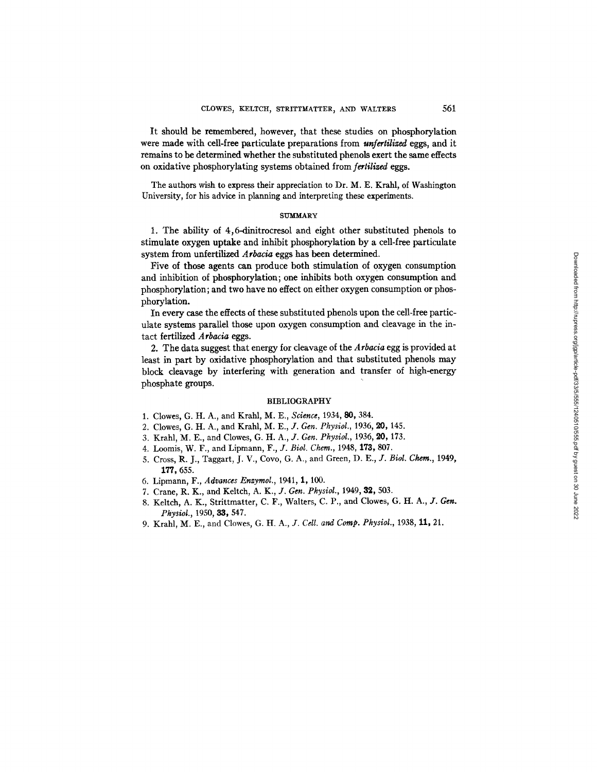It should be remembered, however, that these studies on phosphorylation were made with cell-free particulate preparations from *unfertilized* eggs, and it remains to be determined whether the substituted phenols exert the same effects on oxidative phosphorylating systems obtained from *fertilized* eggs.

The authors wish to express their appreciation to Dr. M. E. Krahl, of Washington University, for his advice in planning and interpreting these experiments.

## SUMMARY

1. The ability of 4,6-dinitrocresol and eight other substituted phenols to stimulate oxygen uptake and inhibit phosphorylation by a cell-free particulate system from unfertilized *Arbacia* eggs has been determined.

Five of those agents can produce both stimulation of oxygen consumption and inhibition of phosphorylation; one inhibits both oxygen consumption and phosphorylation; and two have no effect on either oxygen consumption or phosphorylation.

In every case the effects of these substituted phenols upon the cell-free particulate systems parallel those upon oxygen consumption and cleavage in the intact fertilized *Arbacia* eggs.

2. The data suggest that energy for cleavage of the *Arbacia* egg is provided at least in part by oxidative phosphorylation and that substituted phenols may block cleavage by interfering with generation and transfer of high-energy phosphate groups.

## BIBLIOGRAPHY

1. Clowes, G. H. A., and Krahl, M. E., *Science*, 1934, **80,** 384.
2. Clowes, G. H. A., and Krahl, M. E., *J. Gen. Physiol.*, 1936, **20,** 145.
3. Krahl, M. E., and Clowes, G. H. A., *J. Gen. Physiol.*, 1936, **20,** 173.
4. Loomis, W. F., and Lipmann, F., *J. Biol. Chem.*, 1948, **173,** 807.
5. Cross, R. J., Taggart, J. V., Covo, G. A., and Green, D. E., *J. Biol. Chem.*, 1949, **177,** 655.
6. Lipmann, F., *Advances Enzymol.*, 1941, **1,** 100.
7. Crane, R. K., and Keltch, A. K., *J. Gen. Physiol.*, 1949, **32,** 503.
8. Keltch, A. K., Strittmatter, C. F., Walters, C. P., and Clowes, G. H. A., *J. Gen. Physiol.*, 1950, **33,** 547.
9. Krahl, M. E., and Clowes, G. H. A., *J. Cell. and Comp. Physiol.*, 1938, **11,** 21.